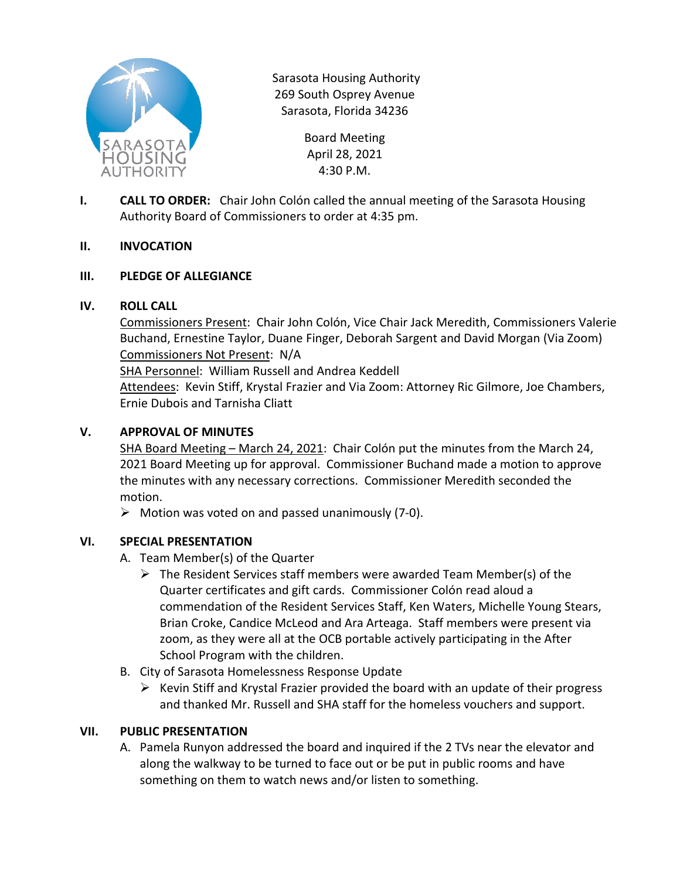Sarasota Housing Authority
269 South Osprey Avenue
Sarasota, Florida 34236

Board Meeting
April 28, 2021
4:30 P.M.

**I. CALL TO ORDER:** Chair John Colón called the annual meeting of the Sarasota Housing Authority Board of Commissioners to order at 4:35 pm.

**II. INVOCATION**

**III. PLEDGE OF ALLEGIANCE**

**IV. ROLL CALL**

Commissioners Present: Chair John Colón, Vice Chair Jack Meredith, Commissioners Valerie Buchand, Ernestine Taylor, Duane Finger, Deborah Sargent and David Morgan (Via Zoom)
Commissioners Not Present: N/A
SHA Personnel: William Russell and Andrea Keddell
Attendees: Kevin Stiff, Krystal Frazier and Via Zoom: Attorney Ric Gilmore, Joe Chambers, Ernie Dubois and Tarnisha Cliatt

**V. APPROVAL OF MINUTES**

SHA Board Meeting – March 24, 2021: Chair Colón put the minutes from the March 24, 2021 Board Meeting up for approval. Commissioner Buchand made a motion to approve the minutes with any necessary corrections. Commissioner Meredith seconded the motion.

- Motion was voted on and passed unanimously (7-0).

**VI. SPECIAL PRESENTATION**

A. Team Member(s) of the Quarter
  - The Resident Services staff members were awarded Team Member(s) of the Quarter certificates and gift cards. Commissioner Colón read aloud a commendation of the Resident Services Staff, Ken Waters, Michelle Young Stears, Brian Croke, Candice McLeod and Ara Arteaga. Staff members were present via zoom, as they were all at the OCB portable actively participating in the After School Program with the children.

B. City of Sarasota Homelessness Response Update
  - Kevin Stiff and Krystal Frazier provided the board with an update of their progress and thanked Mr. Russell and SHA staff for the homeless vouchers and support.

**VII. PUBLIC PRESENTATION**

A. Pamela Runyon addressed the board and inquired if the 2 TVs near the elevator and along the walkway to be turned to face out or be put in public rooms and have something on them to watch news and/or listen to something.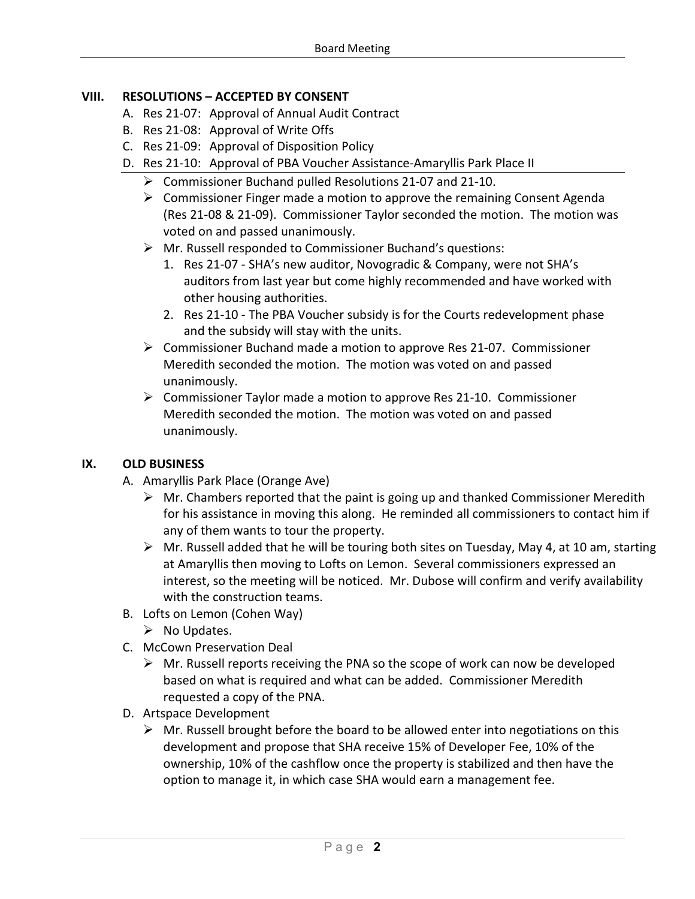## VIII. RESOLUTIONS – ACCEPTED BY CONSENT

A. Res 21-07: Approval of Annual Audit Contract
B. Res 21-08: Approval of Write Offs
C. Res 21-09: Approval of Disposition Policy
D. Res 21-10: Approval of PBA Voucher Assistance-Amaryllis Park Place II

- Commissioner Buchand pulled Resolutions 21-07 and 21-10.
- Commissioner Finger made a motion to approve the remaining Consent Agenda (Res 21-08 & 21-09). Commissioner Taylor seconded the motion. The motion was voted on and passed unanimously.
- Mr. Russell responded to Commissioner Buchand's questions:
    1. Res 21-07 - SHA's new auditor, Novogradic & Company, were not SHA's auditors from last year but come highly recommended and have worked with other housing authorities.
    2. Res 21-10 - The PBA Voucher subsidy is for the Courts redevelopment phase and the subsidy will stay with the units.
- Commissioner Buchand made a motion to approve Res 21-07. Commissioner Meredith seconded the motion. The motion was voted on and passed unanimously.
- Commissioner Taylor made a motion to approve Res 21-10. Commissioner Meredith seconded the motion. The motion was voted on and passed unanimously.

## IX. OLD BUSINESS

A. Amaryllis Park Place (Orange Ave)
- Mr. Chambers reported that the paint is going up and thanked Commissioner Meredith for his assistance in moving this along. He reminded all commissioners to contact him if any of them wants to tour the property.
- Mr. Russell added that he will be touring both sites on Tuesday, May 4, at 10 am, starting at Amaryllis then moving to Lofts on Lemon. Several commissioners expressed an interest, so the meeting will be noticed. Mr. Dubose will confirm and verify availability with the construction teams.

B. Lofts on Lemon (Cohen Way)
- No Updates.

C. McCown Preservation Deal
- Mr. Russell reports receiving the PNA so the scope of work can now be developed based on what is required and what can be added. Commissioner Meredith requested a copy of the PNA.

D. Artspace Development
- Mr. Russell brought before the board to be allowed enter into negotiations on this development and propose that SHA receive 15% of Developer Fee, 10% of the ownership, 10% of the cashflow once the property is stabilized and then have the option to manage it, in which case SHA would earn a management fee.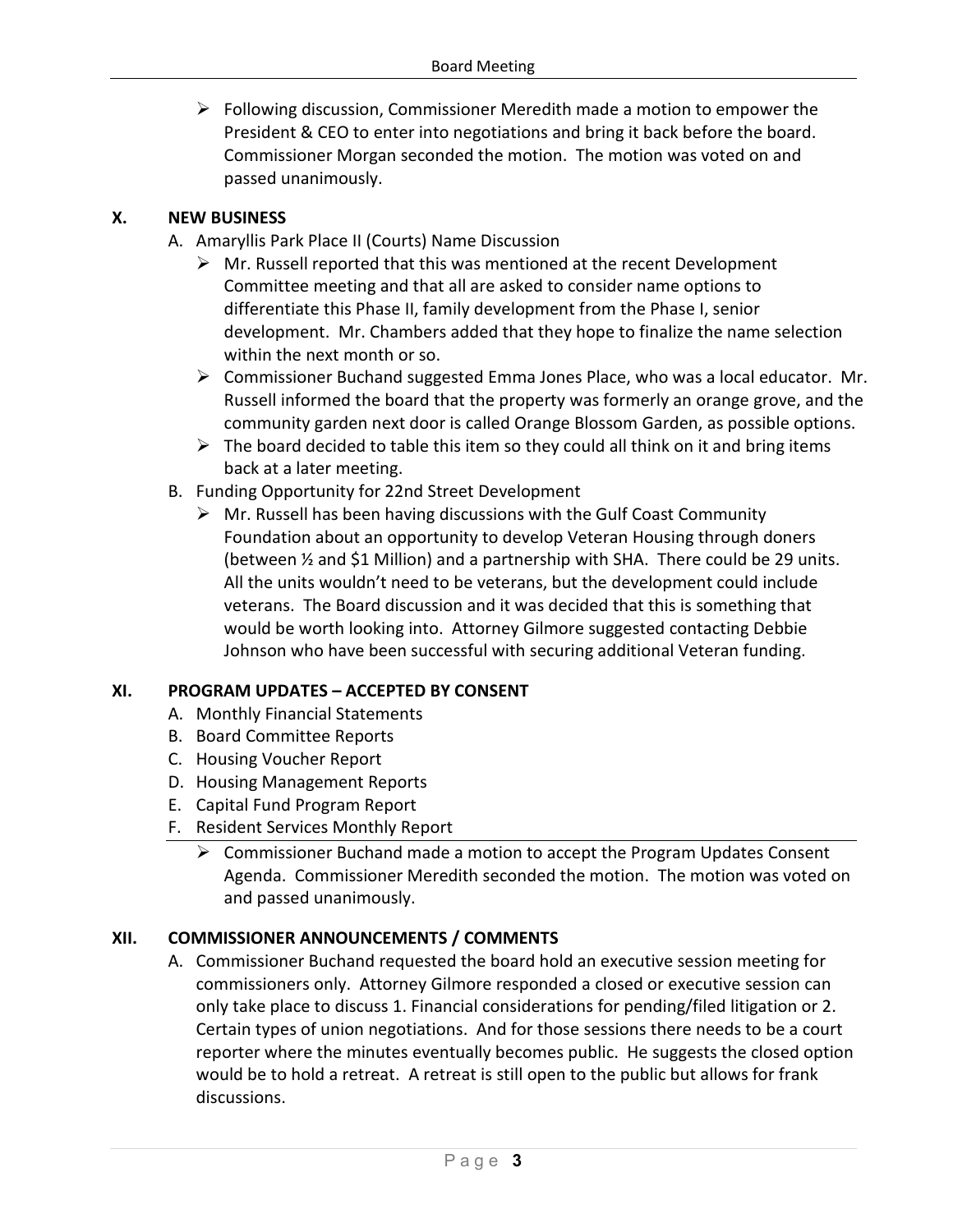- Following discussion, Commissioner Meredith made a motion to empower the President & CEO to enter into negotiations and bring it back before the board. Commissioner Morgan seconded the motion. The motion was voted on and passed unanimously.

## X. NEW BUSINESS

A. Amaryllis Park Place II (Courts) Name Discussion
   - Mr. Russell reported that this was mentioned at the recent Development Committee meeting and that all are asked to consider name options to differentiate this Phase II, family development from the Phase I, senior development. Mr. Chambers added that they hope to finalize the name selection within the next month or so.
   - Commissioner Buchand suggested Emma Jones Place, who was a local educator. Mr. Russell informed the board that the property was formerly an orange grove, and the community garden next door is called Orange Blossom Garden, as possible options.
   - The board decided to table this item so they could all think on it and bring items back at a later meeting.

B. Funding Opportunity for 22nd Street Development
   - Mr. Russell has been having discussions with the Gulf Coast Community Foundation about an opportunity to develop Veteran Housing through doners (between ½ and $1 Million) and a partnership with SHA. There could be 29 units. All the units wouldn't need to be veterans, but the development could include veterans. The Board discussion and it was decided that this is something that would be worth looking into. Attorney Gilmore suggested contacting Debbie Johnson who have been successful with securing additional Veteran funding.

## XI. PROGRAM UPDATES – ACCEPTED BY CONSENT

A. Monthly Financial Statements
B. Board Committee Reports
C. Housing Voucher Report
D. Housing Management Reports
E. Capital Fund Program Report
F. Resident Services Monthly Report
   - Commissioner Buchand made a motion to accept the Program Updates Consent Agenda. Commissioner Meredith seconded the motion. The motion was voted on and passed unanimously.

## XII. COMMISSIONER ANNOUNCEMENTS / COMMENTS

A. Commissioner Buchand requested the board hold an executive session meeting for commissioners only. Attorney Gilmore responded a closed or executive session can only take place to discuss 1. Financial considerations for pending/filed litigation or 2. Certain types of union negotiations. And for those sessions there needs to be a court reporter where the minutes eventually becomes public. He suggests the closed option would be to hold a retreat. A retreat is still open to the public but allows for frank discussions.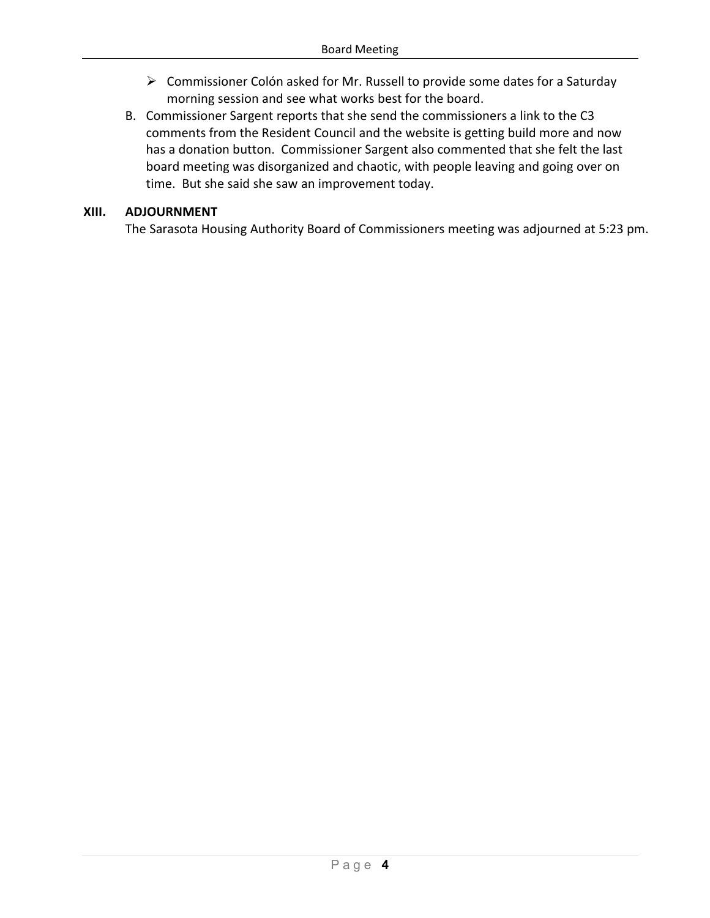- Commissioner Colón asked for Mr. Russell to provide some dates for a Saturday morning session and see what works best for the board.

B. Commissioner Sargent reports that she send the commissioners a link to the C3 comments from the Resident Council and the website is getting build more and now has a donation button. Commissioner Sargent also commented that she felt the last board meeting was disorganized and chaotic, with people leaving and going over on time. But she said she saw an improvement today.

## XIII. ADJOURNMENT

The Sarasota Housing Authority Board of Commissioners meeting was adjourned at 5:23 pm.